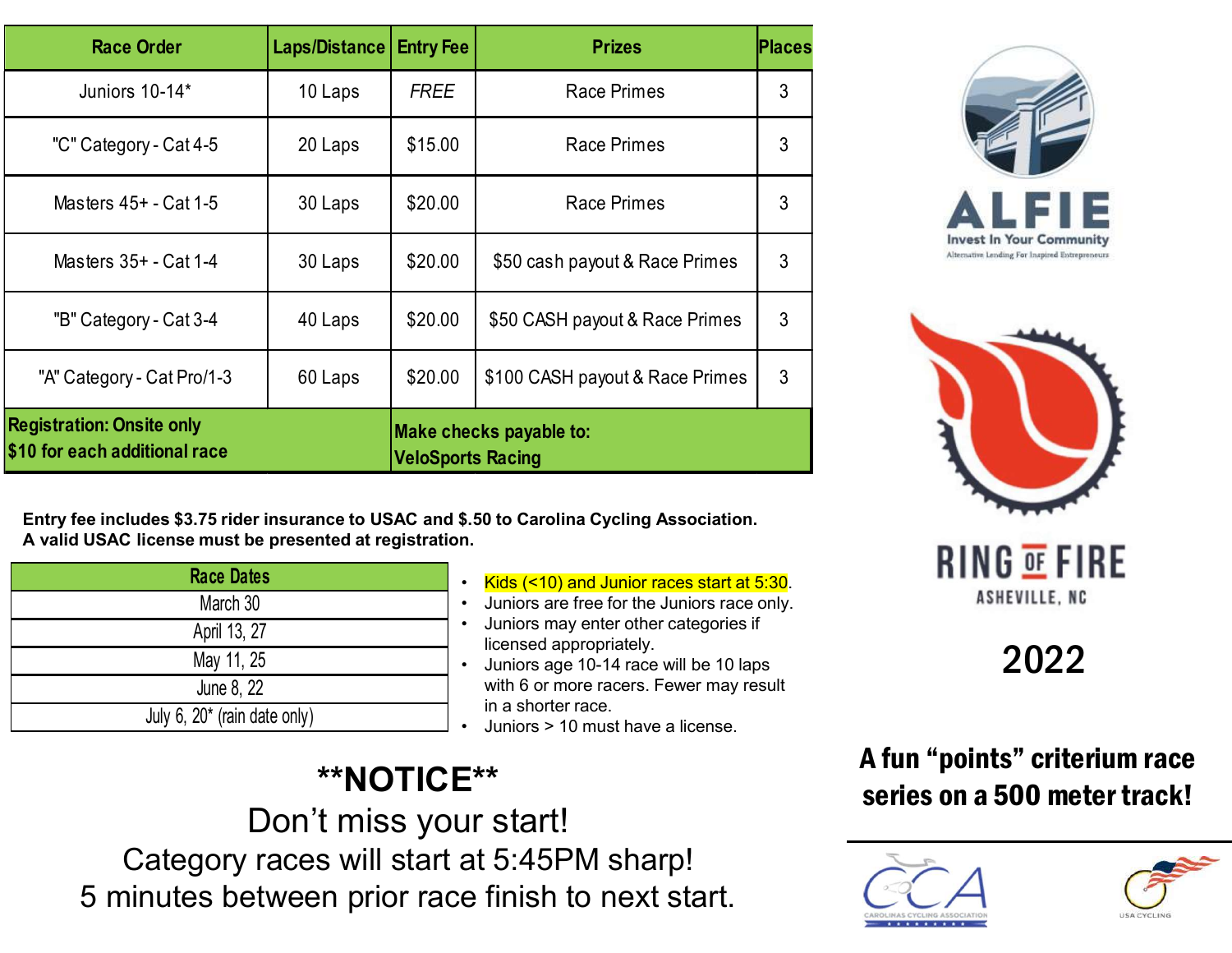| Race Order | Laps/Distance | Entry Fee | Prizes | Places |
|---|---|---|---|---|
| Juniors 10-14* | 10 Laps | *FREE* | Race Primes | 3 |
| "C" Category - Cat 4-5 | 20 Laps | $15.00 | Race Primes | 3 |
| Masters 45+ - Cat 1-5 | 30 Laps | $20.00 | Race Primes | 3 |
| Masters 35+ - Cat 1-4 | 30 Laps | $20.00 | $50 cash payout & Race Primes | 3 |
| "B" Category - Cat 3-4 | 40 Laps | $20.00 | $50 CASH payout & Race Primes | 3 |
| "A" Category - Cat Pro/1-3 | 60 Laps | $20.00 | $100 CASH payout & Race Primes | 3 |
| **Registration: Onsite only** **$10 for each additional race** | | **Make checks payable to: VeloSports Racing** | | |

**Entry fee includes $3.75 rider insurance to USAC and $.50 to Carolina Cycling Association.**
**A valid USAC license must be presented at registration.**

| Race Dates |
|---|
| March 30 |
| April 13, 27 |
| May 11, 25 |
| June 8, 22 |
| July 6, 20* (rain date only) |

- Kids (<10) and Junior races start at 5:30.
- Juniors are free for the Juniors race only.
- Juniors may enter other categories if licensed appropriately.
- Juniors age 10-14 race will be 10 laps with 6 or more racers. Fewer may result in a shorter race.
- Juniors > 10 must have a license.

# **NOTICE**

Don't miss your start!

Category races will start at 5:45PM sharp!

5 minutes between prior race finish to next start.

ALFIE

Invest In Your Community

Alternative Lending For Inspired Entrepreneurs

RING OF FIRE

ASHEVILLE, NC

## 2022

**A fun "points" criterium race series on a 500 meter track!**

CAROLINAS CYCLING ASSOCIATION

USA CYCLING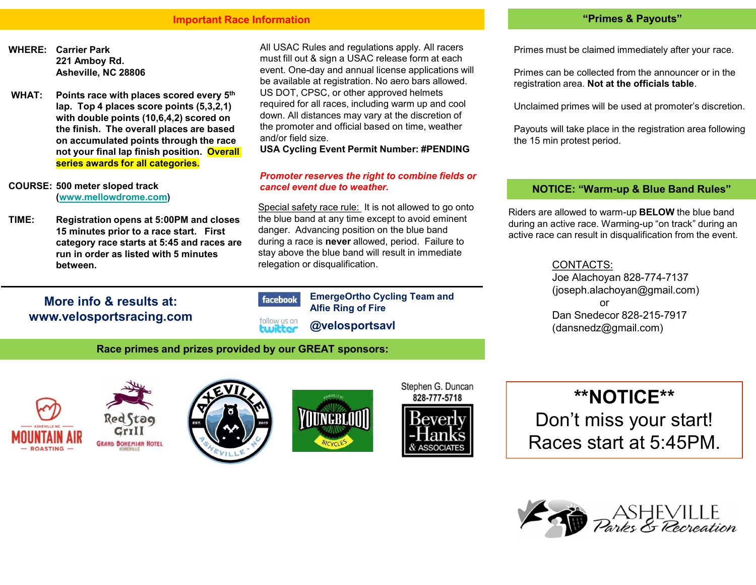## Important Race Information

**WHERE:** **Carrier Park**
**221 Amboy Rd.**
**Asheville, NC 28806**

**WHAT:** **Points race with places scored every 5th lap. Top 4 places score points (5,3,2,1) with double points (10,6,4,2) scored on the finish. The overall places are based on accumulated points through the race not your final lap finish position. Overall series awards for all categories.**

**COURSE:** **500 meter sloped track (www.mellowdrome.com)**

**TIME:** **Registration opens at 5:00PM and closes 15 minutes prior to a race start. First category race starts at 5:45 and races are run in order as listed with 5 minutes between.**

All USAC Rules and regulations apply. All racers must fill out & sign a USAC release form at each event. One-day and annual license applications will be available at registration. No aero bars allowed. US DOT, CPSC, or other approved helmets required for all races, including warm up and cool down. All distances may vary at the discretion of the promoter and official based on time, weather and/or field size.
**USA Cycling Event Permit Number: #PENDING**

***Promoter reserves the right to combine fields or cancel event due to weather.***

Special safety race rule: It is not allowed to go onto the blue band at any time except to avoid eminent danger. Advancing position on the blue band during a race is **never** allowed, period. Failure to stay above the blue band will result in immediate relegation or disqualification.

**More info & results at:**
**www.velosportsracing.com**

facebook **EmergeOrtho Cycling Team and Alfie Ring of Fire**

follow us on twitter **@velosportsavl**

**Race primes and prizes provided by our GREAT sponsors:**

Mountain Air Roasting · Red Stag Grill · Axeville Asheville NC · Youngblood Bicycles · Stephen G. Duncan 828-777-5718 Beverly-Hanks & Associates

## "Primes & Payouts"

Primes must be claimed immediately after your race.

Primes can be collected from the announcer or in the registration area. **Not at the officials table**.

Unclaimed primes will be used at promoter's discretion.

Payouts will take place in the registration area following the 15 min protest period.

## NOTICE: "Warm-up & Blue Band Rules"

Riders are allowed to warm-up **BELOW** the blue band during an active race. Warming-up "on track" during an active race can result in disqualification from the event.

CONTACTS:
Joe Alachoyan 828-774-7137
(joseph.alachoyan@gmail.com)
or
Dan Snedecor 828-215-7917
(dansnedz@gmail.com)

**\*\*NOTICE\*\***
Don't miss your start!
Races start at 5:45PM.

Asheville Parks & Recreation